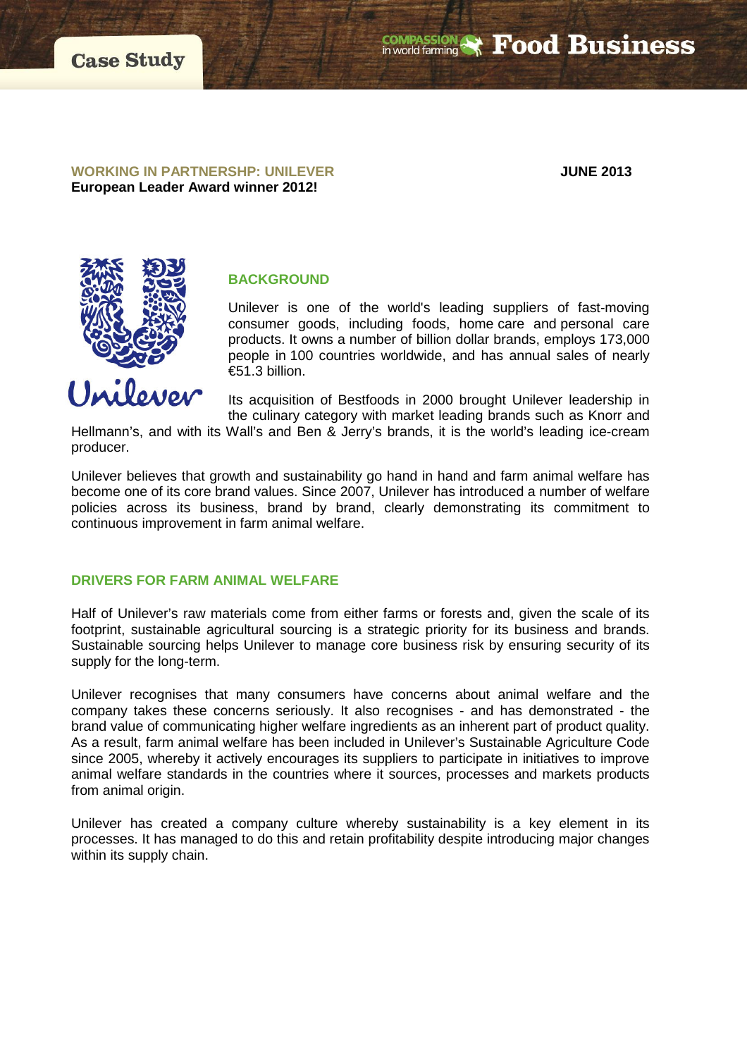Case Study

**WORKING IN PARTNERSHP: UNILEVER** **JUNE 2013**
**European Leader Award winner 2012!**

## BACKGROUND

Unilever is one of the world's leading suppliers of fast-moving consumer goods, including foods, home care and personal care products. It owns a number of billion dollar brands, employs 173,000 people in 100 countries worldwide, and has annual sales of nearly €51.3 billion.

Its acquisition of Bestfoods in 2000 brought Unilever leadership in the culinary category with market leading brands such as Knorr and Hellmann's, and with its Wall's and Ben & Jerry's brands, it is the world's leading ice-cream producer.

Unilever believes that growth and sustainability go hand in hand and farm animal welfare has become one of its core brand values. Since 2007, Unilever has introduced a number of welfare policies across its business, brand by brand, clearly demonstrating its commitment to continuous improvement in farm animal welfare.

## DRIVERS FOR FARM ANIMAL WELFARE

Half of Unilever's raw materials come from either farms or forests and, given the scale of its footprint, sustainable agricultural sourcing is a strategic priority for its business and brands. Sustainable sourcing helps Unilever to manage core business risk by ensuring security of its supply for the long-term.

Unilever recognises that many consumers have concerns about animal welfare and the company takes these concerns seriously. It also recognises - and has demonstrated - the brand value of communicating higher welfare ingredients as an inherent part of product quality. As a result, farm animal welfare has been included in Unilever's Sustainable Agriculture Code since 2005, whereby it actively encourages its suppliers to participate in initiatives to improve animal welfare standards in the countries where it sources, processes and markets products from animal origin.

Unilever has created a company culture whereby sustainability is a key element in its processes. It has managed to do this and retain profitability despite introducing major changes within its supply chain.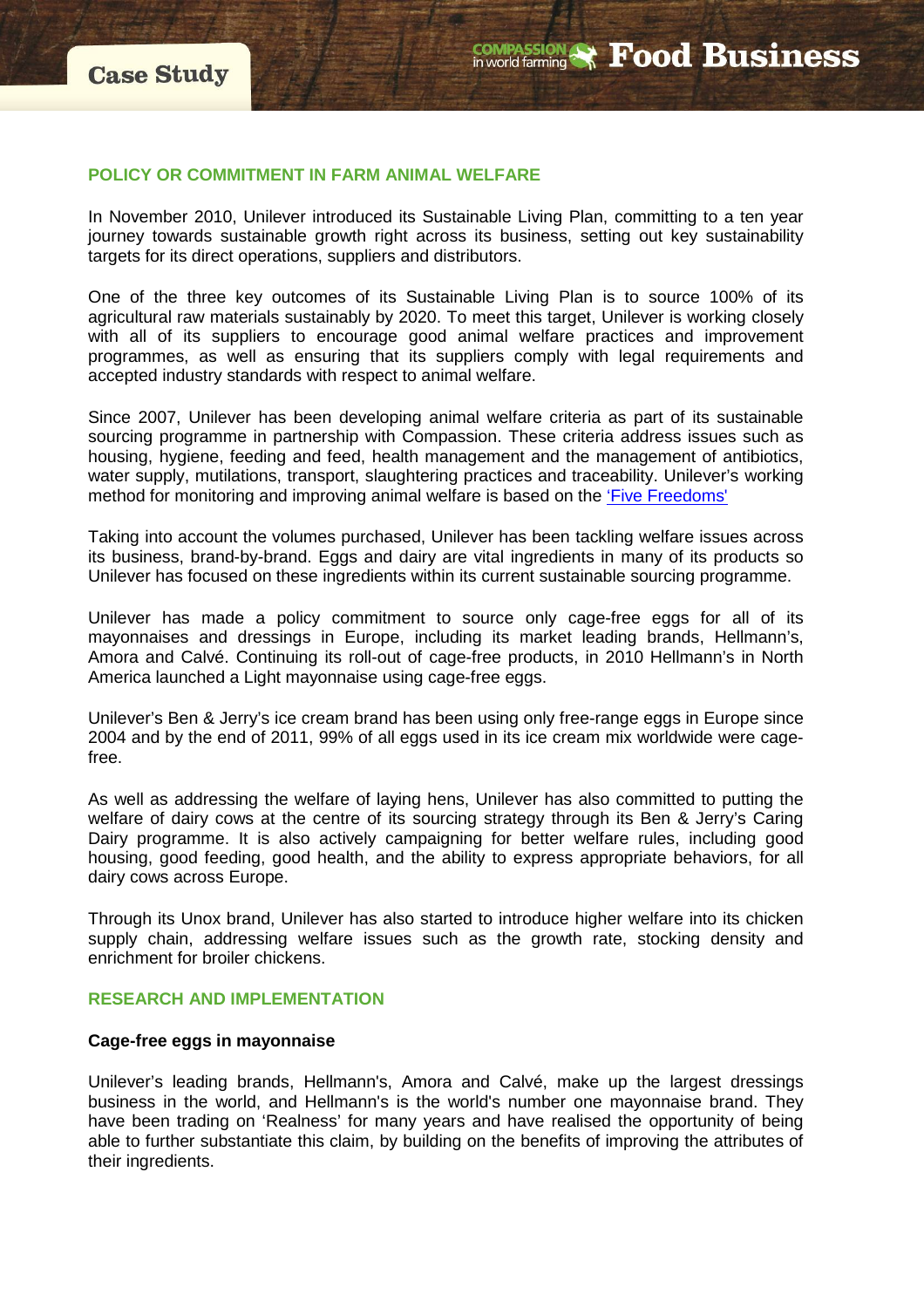## POLICY OR COMMITMENT IN FARM ANIMAL WELFARE

In November 2010, Unilever introduced its Sustainable Living Plan, committing to a ten year journey towards sustainable growth right across its business, setting out key sustainability targets for its direct operations, suppliers and distributors.

One of the three key outcomes of its Sustainable Living Plan is to source 100% of its agricultural raw materials sustainably by 2020. To meet this target, Unilever is working closely with all of its suppliers to encourage good animal welfare practices and improvement programmes, as well as ensuring that its suppliers comply with legal requirements and accepted industry standards with respect to animal welfare.

Since 2007, Unilever has been developing animal welfare criteria as part of its sustainable sourcing programme in partnership with Compassion. These criteria address issues such as housing, hygiene, feeding and feed, health management and the management of antibiotics, water supply, mutilations, transport, slaughtering practices and traceability. Unilever's working method for monitoring and improving animal welfare is based on the 'Five Freedoms'

Taking into account the volumes purchased, Unilever has been tackling welfare issues across its business, brand-by-brand. Eggs and dairy are vital ingredients in many of its products so Unilever has focused on these ingredients within its current sustainable sourcing programme.

Unilever has made a policy commitment to source only cage-free eggs for all of its mayonnaises and dressings in Europe, including its market leading brands, Hellmann's, Amora and Calvé. Continuing its roll-out of cage-free products, in 2010 Hellmann's in North America launched a Light mayonnaise using cage-free eggs.

Unilever's Ben & Jerry's ice cream brand has been using only free-range eggs in Europe since 2004 and by the end of 2011, 99% of all eggs used in its ice cream mix worldwide were cage-free.

As well as addressing the welfare of laying hens, Unilever has also committed to putting the welfare of dairy cows at the centre of its sourcing strategy through its Ben & Jerry's Caring Dairy programme. It is also actively campaigning for better welfare rules, including good housing, good feeding, good health, and the ability to express appropriate behaviors, for all dairy cows across Europe.

Through its Unox brand, Unilever has also started to introduce higher welfare into its chicken supply chain, addressing welfare issues such as the growth rate, stocking density and enrichment for broiler chickens.

## RESEARCH AND IMPLEMENTATION

**Cage-free eggs in mayonnaise**

Unilever's leading brands, Hellmann's, Amora and Calvé, make up the largest dressings business in the world, and Hellmann's is the world's number one mayonnaise brand. They have been trading on 'Realness' for many years and have realised the opportunity of being able to further substantiate this claim, by building on the benefits of improving the attributes of their ingredients.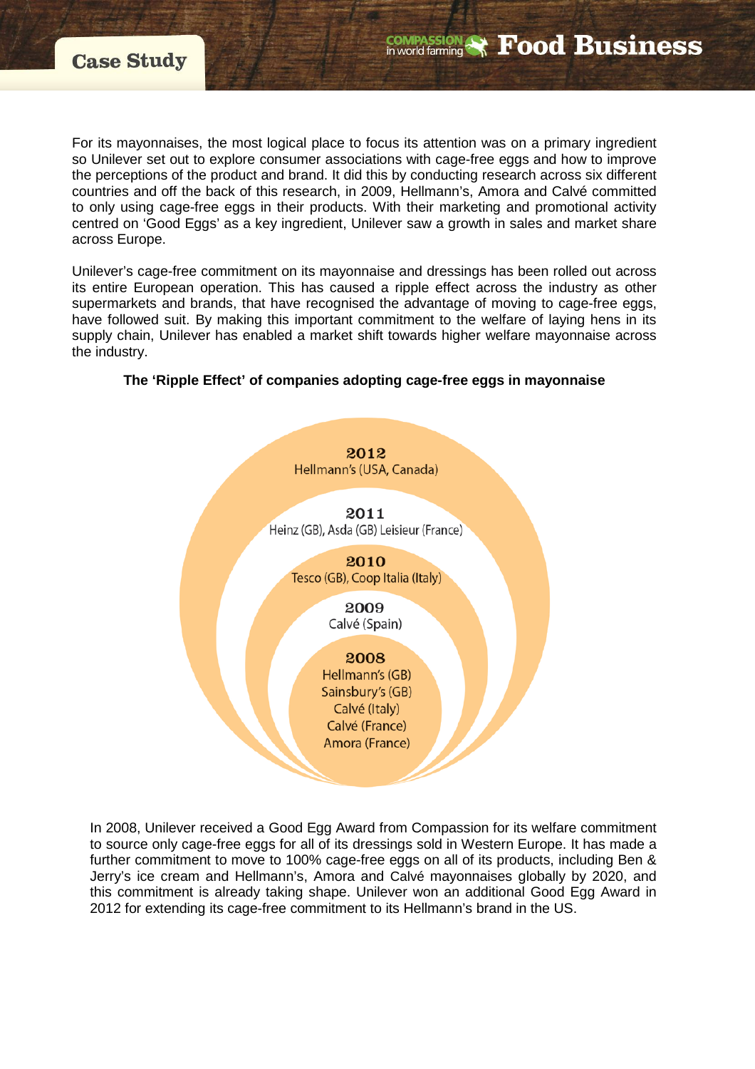For its mayonnaises, the most logical place to focus its attention was on a primary ingredient so Unilever set out to explore consumer associations with cage-free eggs and how to improve the perceptions of the product and brand. It did this by conducting research across six different countries and off the back of this research, in 2009, Hellmann's, Amora and Calvé committed to only using cage-free eggs in their products. With their marketing and promotional activity centred on 'Good Eggs' as a key ingredient, Unilever saw a growth in sales and market share across Europe.

Unilever's cage-free commitment on its mayonnaise and dressings has been rolled out across its entire European operation. This has caused a ripple effect across the industry as other supermarkets and brands, that have recognised the advantage of moving to cage-free eggs, have followed suit. By making this important commitment to the welfare of laying hens in its supply chain, Unilever has enabled a market shift towards higher welfare mayonnaise across the industry.

**The 'Ripple Effect' of companies adopting cage-free eggs in mayonnaise**

**2012**
Hellmann's (USA, Canada)

**2011**
Heinz (GB), Asda (GB) Leisieur (France)

**2010**
Tesco (GB), Coop Italia (Italy)

**2009**
Calvé (Spain)

**2008**
Hellmann's (GB)
Sainsbury's (GB)
Calvé (Italy)
Calvé (France)
Amora (France)

In 2008, Unilever received a Good Egg Award from Compassion for its welfare commitment to source only cage-free eggs for all of its dressings sold in Western Europe. It has made a further commitment to move to 100% cage-free eggs on all of its products, including Ben & Jerry's ice cream and Hellmann's, Amora and Calvé mayonnaises globally by 2020, and this commitment is already taking shape. Unilever won an additional Good Egg Award in 2012 for extending its cage-free commitment to its Hellmann's brand in the US.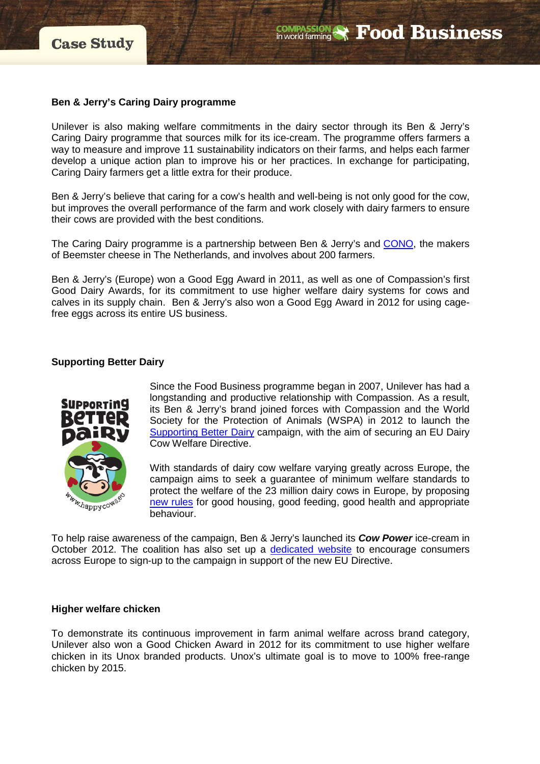## Ben & Jerry's Caring Dairy programme

Unilever is also making welfare commitments in the dairy sector through its Ben & Jerry's Caring Dairy programme that sources milk for its ice-cream. The programme offers farmers a way to measure and improve 11 sustainability indicators on their farms, and helps each farmer develop a unique action plan to improve his or her practices. In exchange for participating, Caring Dairy farmers get a little extra for their produce.

Ben & Jerry's believe that caring for a cow's health and well-being is not only good for the cow, but improves the overall performance of the farm and work closely with dairy farmers to ensure their cows are provided with the best conditions.

The Caring Dairy programme is a partnership between Ben & Jerry's and CONO, the makers of Beemster cheese in The Netherlands, and involves about 200 farmers.

Ben & Jerry's (Europe) won a Good Egg Award in 2011, as well as one of Compassion's first Good Dairy Awards, for its commitment to use higher welfare dairy systems for cows and calves in its supply chain. Ben & Jerry's also won a Good Egg Award in 2012 for using cage-free eggs across its entire US business.

## Supporting Better Dairy

Since the Food Business programme began in 2007, Unilever has had a longstanding and productive relationship with Compassion. As a result, its Ben & Jerry's brand joined forces with Compassion and the World Society for the Protection of Animals (WSPA) in 2012 to launch the Supporting Better Dairy campaign, with the aim of securing an EU Dairy Cow Welfare Directive.

With standards of dairy cow welfare varying greatly across Europe, the campaign aims to seek a guarantee of minimum welfare standards to protect the welfare of the 23 million dairy cows in Europe, by proposing new rules for good housing, good feeding, good health and appropriate behaviour.

To help raise awareness of the campaign, Ben & Jerry's launched its ***Cow Power*** ice-cream in October 2012. The coalition has also set up a dedicated website to encourage consumers across Europe to sign-up to the campaign in support of the new EU Directive.

## Higher welfare chicken

To demonstrate its continuous improvement in farm animal welfare across brand category, Unilever also won a Good Chicken Award in 2012 for its commitment to use higher welfare chicken in its Unox branded products. Unox's ultimate goal is to move to 100% free-range chicken by 2015.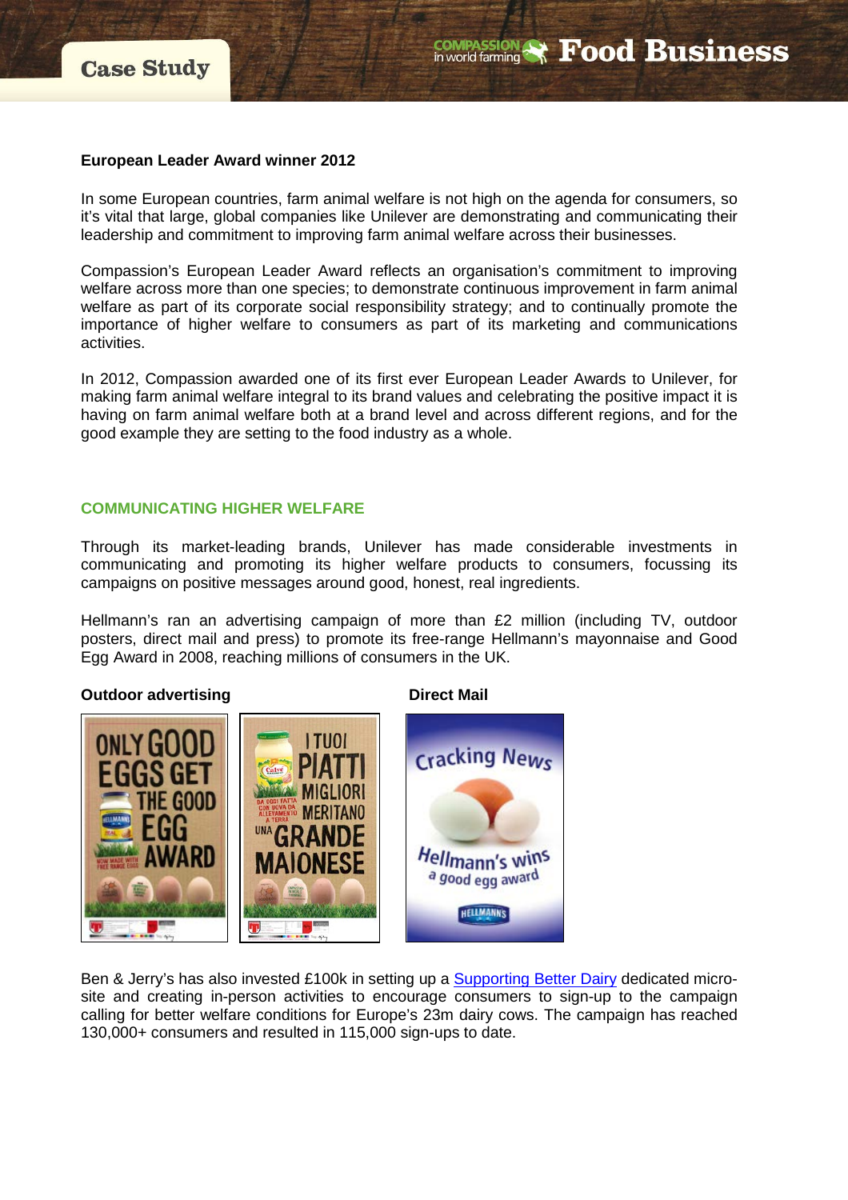**European Leader Award winner 2012**

In some European countries, farm animal welfare is not high on the agenda for consumers, so it's vital that large, global companies like Unilever are demonstrating and communicating their leadership and commitment to improving farm animal welfare across their businesses.

Compassion's European Leader Award reflects an organisation's commitment to improving welfare across more than one species; to demonstrate continuous improvement in farm animal welfare as part of its corporate social responsibility strategy; and to continually promote the importance of higher welfare to consumers as part of its marketing and communications activities.

In 2012, Compassion awarded one of its first ever European Leader Awards to Unilever, for making farm animal welfare integral to its brand values and celebrating the positive impact it is having on farm animal welfare both at a brand level and across different regions, and for the good example they are setting to the food industry as a whole.

## COMMUNICATING HIGHER WELFARE

Through its market-leading brands, Unilever has made considerable investments in communicating and promoting its higher welfare products to consumers, focussing its campaigns on positive messages around good, honest, real ingredients.

Hellmann's ran an advertising campaign of more than £2 million (including TV, outdoor posters, direct mail and press) to promote its free-range Hellmann's mayonnaise and Good Egg Award in 2008, reaching millions of consumers in the UK.

**Outdoor advertising**

**Direct Mail**

Ben & Jerry's has also invested £100k in setting up a Supporting Better Dairy dedicated micro-site and creating in-person activities to encourage consumers to sign-up to the campaign calling for better welfare conditions for Europe's 23m dairy cows. The campaign has reached 130,000+ consumers and resulted in 115,000 sign-ups to date.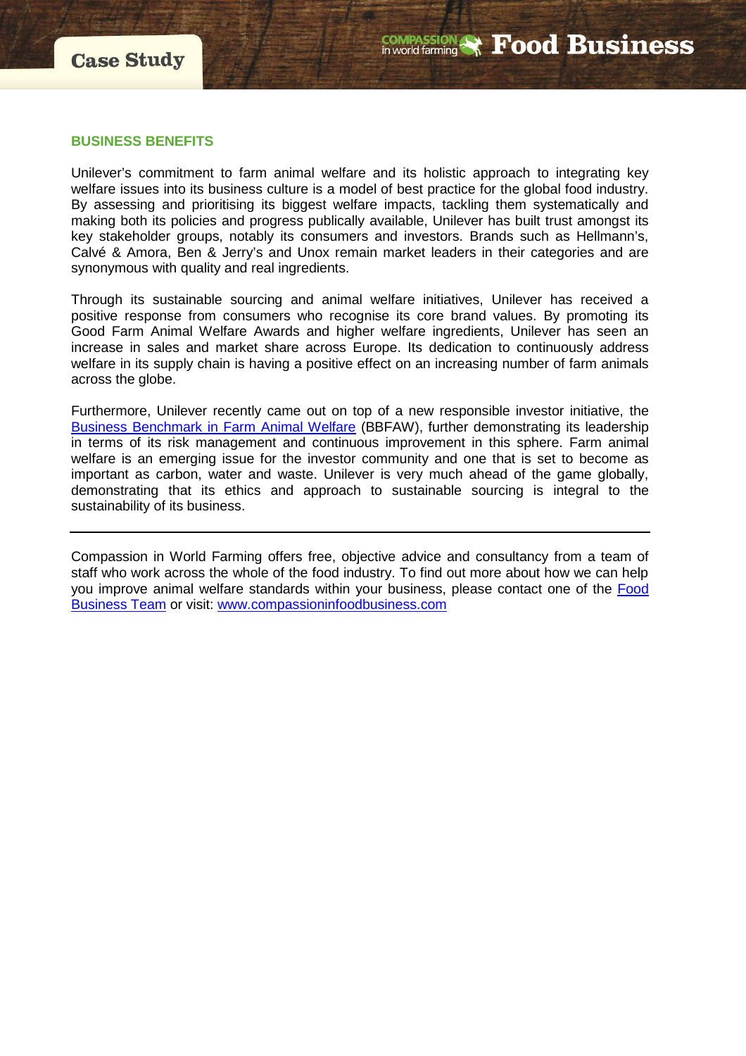## BUSINESS BENEFITS

Unilever's commitment to farm animal welfare and its holistic approach to integrating key welfare issues into its business culture is a model of best practice for the global food industry. By assessing and prioritising its biggest welfare impacts, tackling them systematically and making both its policies and progress publically available, Unilever has built trust amongst its key stakeholder groups, notably its consumers and investors. Brands such as Hellmann's, Calvé & Amora, Ben & Jerry's and Unox remain market leaders in their categories and are synonymous with quality and real ingredients.

Through its sustainable sourcing and animal welfare initiatives, Unilever has received a positive response from consumers who recognise its core brand values. By promoting its Good Farm Animal Welfare Awards and higher welfare ingredients, Unilever has seen an increase in sales and market share across Europe. Its dedication to continuously address welfare in its supply chain is having a positive effect on an increasing number of farm animals across the globe.

Furthermore, Unilever recently came out on top of a new responsible investor initiative, the Business Benchmark in Farm Animal Welfare (BBFAW), further demonstrating its leadership in terms of its risk management and continuous improvement in this sphere. Farm animal welfare is an emerging issue for the investor community and one that is set to become as important as carbon, water and waste. Unilever is very much ahead of the game globally, demonstrating that its ethics and approach to sustainable sourcing is integral to the sustainability of its business.

---

Compassion in World Farming offers free, objective advice and consultancy from a team of staff who work across the whole of the food industry. To find out more about how we can help you improve animal welfare standards within your business, please contact one of the Food Business Team or visit: www.compassioninfoodbusiness.com